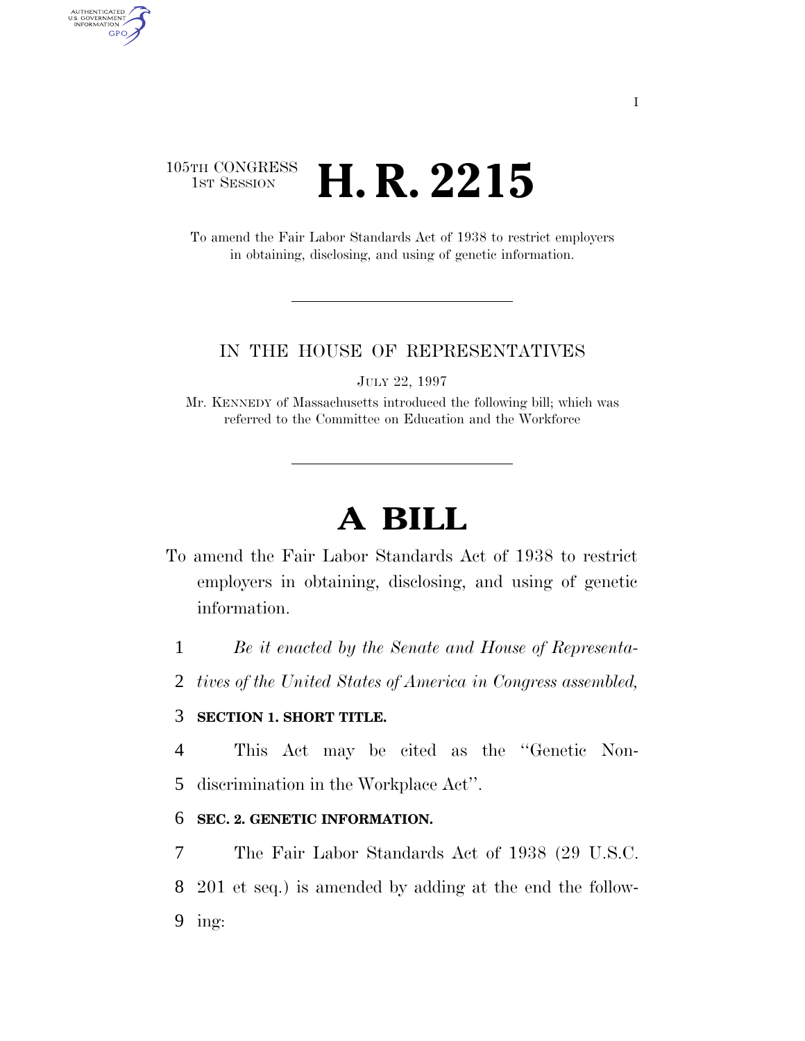105TH CONGRESS
1ST SESSION

# H. R. 2215

To amend the Fair Labor Standards Act of 1938 to restrict employers in obtaining, disclosing, and using of genetic information.

IN THE HOUSE OF REPRESENTATIVES

JULY 22, 1997

Mr. KENNEDY of Massachusetts introduced the following bill; which was referred to the Committee on Education and the Workforce

# A BILL

To amend the Fair Labor Standards Act of 1938 to restrict employers in obtaining, disclosing, and using of genetic information.

1 *Be it enacted by the Senate and House of Representa-*
2 *tives of the United States of America in Congress assembled,*

3 **SECTION 1. SHORT TITLE.**

4 This Act may be cited as the ''Genetic Non-
5 discrimination in the Workplace Act''.

6 **SEC. 2. GENETIC INFORMATION.**

7 The Fair Labor Standards Act of 1938 (29 U.S.C.
8 201 et seq.) is amended by adding at the end the follow-
9 ing: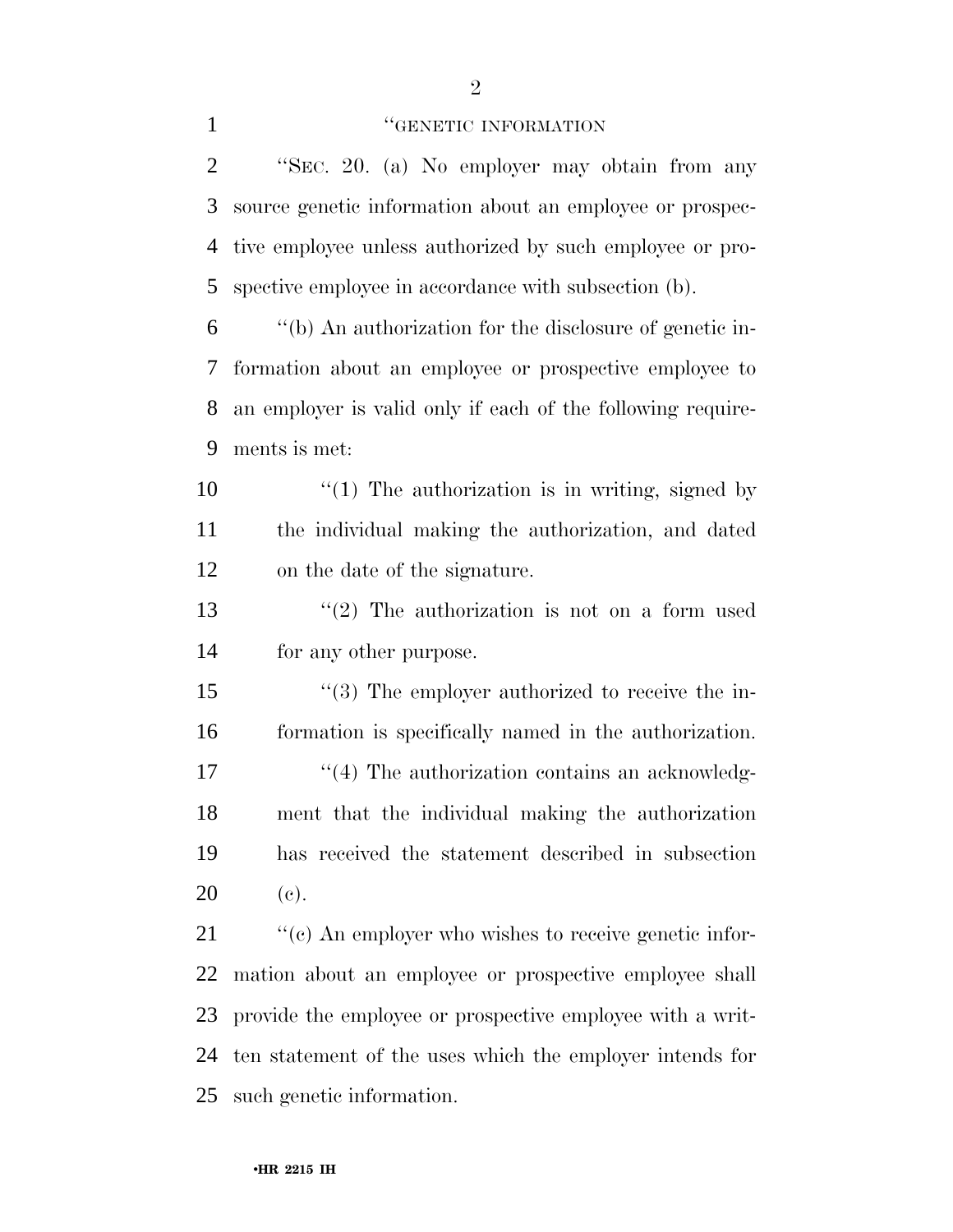"GENETIC INFORMATION

"SEC. 20. (a) No employer may obtain from any source genetic information about an employee or prospective employee unless authorized by such employee or prospective employee in accordance with subsection (b).

"(b) An authorization for the disclosure of genetic information about an employee or prospective employee to an employer is valid only if each of the following requirements is met:

"(1) The authorization is in writing, signed by the individual making the authorization, and dated on the date of the signature.

"(2) The authorization is not on a form used for any other purpose.

"(3) The employer authorized to receive the information is specifically named in the authorization.

"(4) The authorization contains an acknowledgment that the individual making the authorization has received the statement described in subsection (c).

"(c) An employer who wishes to receive genetic information about an employee or prospective employee shall provide the employee or prospective employee with a written statement of the uses which the employer intends for such genetic information.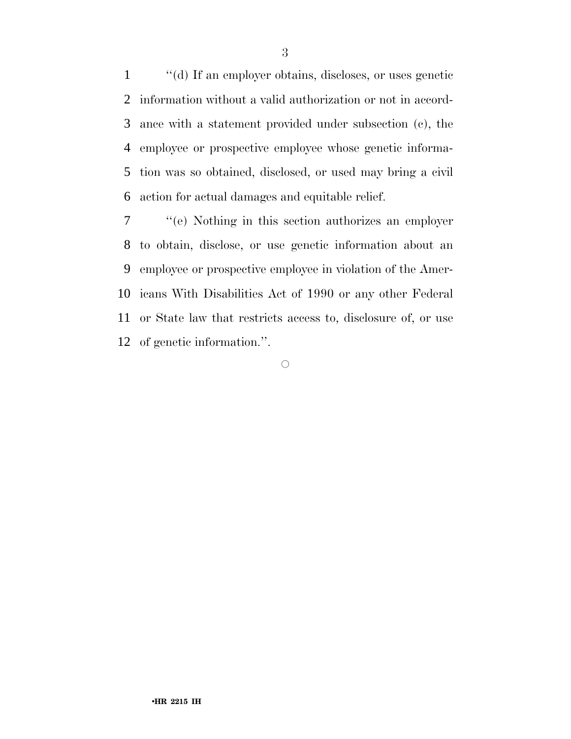"(d) If an employer obtains, discloses, or uses genetic information without a valid authorization or not in accordance with a statement provided under subsection (c), the employee or prospective employee whose genetic information was so obtained, disclosed, or used may bring a civil action for actual damages and equitable relief.

"(e) Nothing in this section authorizes an employer to obtain, disclose, or use genetic information about an employee or prospective employee in violation of the Americans With Disabilities Act of 1990 or any other Federal or State law that restricts access to, disclosure of, or use of genetic information.".

○